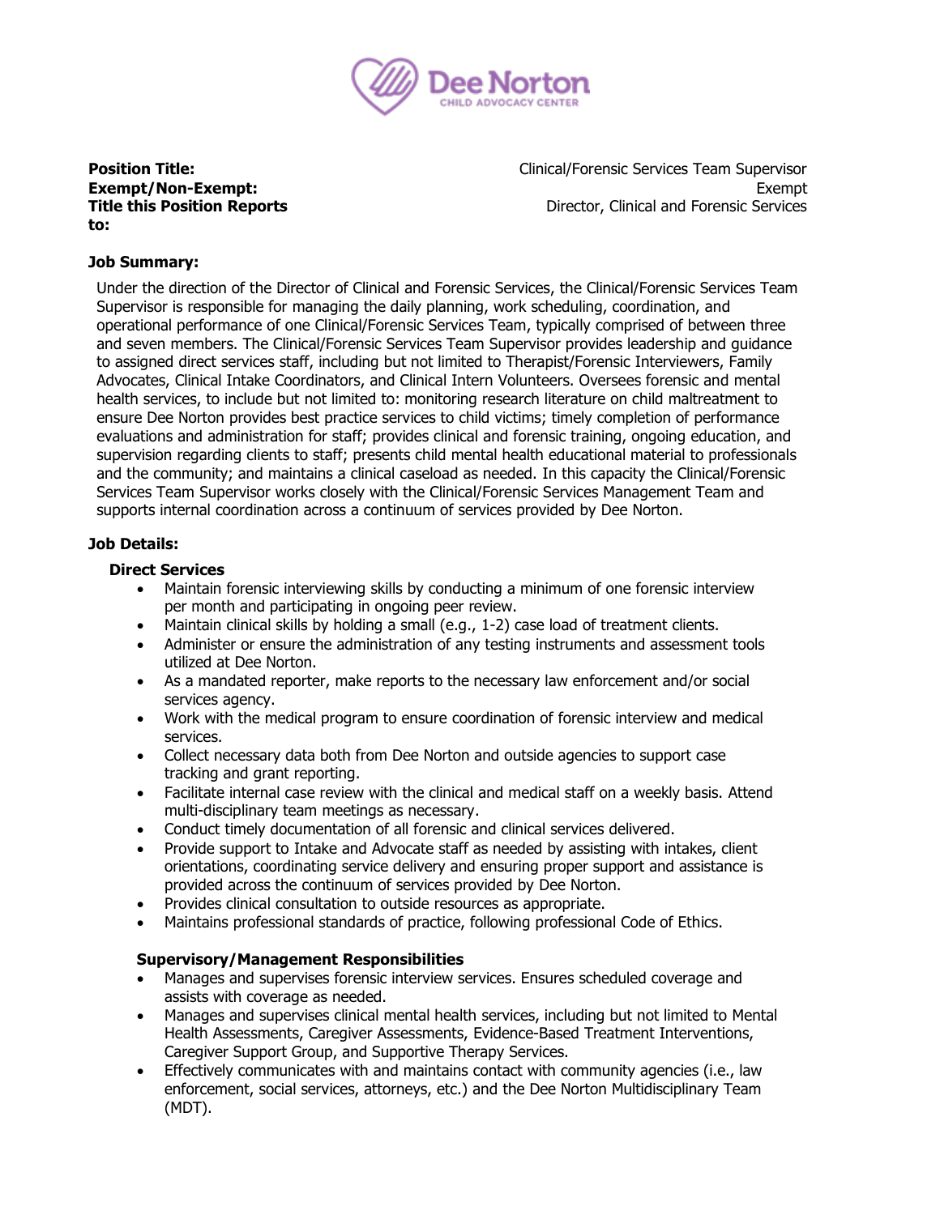Dee Norton CHILD ADVOCACY CENTER

| | |
|---|---|
| **Position Title:** | Clinical/Forensic Services Team Supervisor |
| **Exempt/Non-Exempt:** | Exempt |
| **Title this Position Reports to:** | Director, Clinical and Forensic Services |

**Job Summary:**

Under the direction of the Director of Clinical and Forensic Services, the Clinical/Forensic Services Team Supervisor is responsible for managing the daily planning, work scheduling, coordination, and operational performance of one Clinical/Forensic Services Team, typically comprised of between three and seven members. The Clinical/Forensic Services Team Supervisor provides leadership and guidance to assigned direct services staff, including but not limited to Therapist/Forensic Interviewers, Family Advocates, Clinical Intake Coordinators, and Clinical Intern Volunteers. Oversees forensic and mental health services, to include but not limited to: monitoring research literature on child maltreatment to ensure Dee Norton provides best practice services to child victims; timely completion of performance evaluations and administration for staff; provides clinical and forensic training, ongoing education, and supervision regarding clients to staff; presents child mental health educational material to professionals and the community; and maintains a clinical caseload as needed. In this capacity the Clinical/Forensic Services Team Supervisor works closely with the Clinical/Forensic Services Management Team and supports internal coordination across a continuum of services provided by Dee Norton.

**Job Details:**

**Direct Services**

- Maintain forensic interviewing skills by conducting a minimum of one forensic interview per month and participating in ongoing peer review.
- Maintain clinical skills by holding a small (e.g., 1-2) case load of treatment clients.
- Administer or ensure the administration of any testing instruments and assessment tools utilized at Dee Norton.
- As a mandated reporter, make reports to the necessary law enforcement and/or social services agency.
- Work with the medical program to ensure coordination of forensic interview and medical services.
- Collect necessary data both from Dee Norton and outside agencies to support case tracking and grant reporting.
- Facilitate internal case review with the clinical and medical staff on a weekly basis. Attend multi-disciplinary team meetings as necessary.
- Conduct timely documentation of all forensic and clinical services delivered.
- Provide support to Intake and Advocate staff as needed by assisting with intakes, client orientations, coordinating service delivery and ensuring proper support and assistance is provided across the continuum of services provided by Dee Norton.
- Provides clinical consultation to outside resources as appropriate.
- Maintains professional standards of practice, following professional Code of Ethics.

**Supervisory/Management Responsibilities**

- Manages and supervises forensic interview services. Ensures scheduled coverage and assists with coverage as needed.
- Manages and supervises clinical mental health services, including but not limited to Mental Health Assessments, Caregiver Assessments, Evidence-Based Treatment Interventions, Caregiver Support Group, and Supportive Therapy Services.
- Effectively communicates with and maintains contact with community agencies (i.e., law enforcement, social services, attorneys, etc.) and the Dee Norton Multidisciplinary Team (MDT).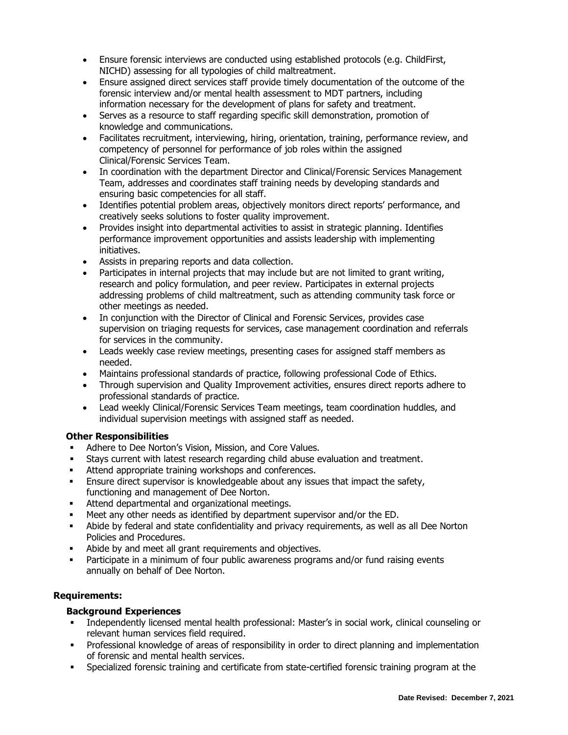- Ensure forensic interviews are conducted using established protocols (e.g. ChildFirst, NICHD) assessing for all typologies of child maltreatment.
- Ensure assigned direct services staff provide timely documentation of the outcome of the forensic interview and/or mental health assessment to MDT partners, including information necessary for the development of plans for safety and treatment.
- Serves as a resource to staff regarding specific skill demonstration, promotion of knowledge and communications.
- Facilitates recruitment, interviewing, hiring, orientation, training, performance review, and competency of personnel for performance of job roles within the assigned Clinical/Forensic Services Team.
- In coordination with the department Director and Clinical/Forensic Services Management Team, addresses and coordinates staff training needs by developing standards and ensuring basic competencies for all staff.
- Identifies potential problem areas, objectively monitors direct reports' performance, and creatively seeks solutions to foster quality improvement.
- Provides insight into departmental activities to assist in strategic planning. Identifies performance improvement opportunities and assists leadership with implementing initiatives.
- Assists in preparing reports and data collection.
- Participates in internal projects that may include but are not limited to grant writing, research and policy formulation, and peer review. Participates in external projects addressing problems of child maltreatment, such as attending community task force or other meetings as needed.
- In conjunction with the Director of Clinical and Forensic Services, provides case supervision on triaging requests for services, case management coordination and referrals for services in the community.
- Leads weekly case review meetings, presenting cases for assigned staff members as needed.
- Maintains professional standards of practice, following professional Code of Ethics.
- Through supervision and Quality Improvement activities, ensures direct reports adhere to professional standards of practice.
- Lead weekly Clinical/Forensic Services Team meetings, team coordination huddles, and individual supervision meetings with assigned staff as needed.

**Other Responsibilities**

- Adhere to Dee Norton's Vision, Mission, and Core Values.
- Stays current with latest research regarding child abuse evaluation and treatment.
- Attend appropriate training workshops and conferences.
- Ensure direct supervisor is knowledgeable about any issues that impact the safety, functioning and management of Dee Norton.
- Attend departmental and organizational meetings.
- Meet any other needs as identified by department supervisor and/or the ED.
- Abide by federal and state confidentiality and privacy requirements, as well as all Dee Norton Policies and Procedures.
- Abide by and meet all grant requirements and objectives.
- Participate in a minimum of four public awareness programs and/or fund raising events annually on behalf of Dee Norton.

**Requirements:**

**Background Experiences**

- Independently licensed mental health professional: Master's in social work, clinical counseling or relevant human services field required.
- Professional knowledge of areas of responsibility in order to direct planning and implementation of forensic and mental health services.
- Specialized forensic training and certificate from state-certified forensic training program at the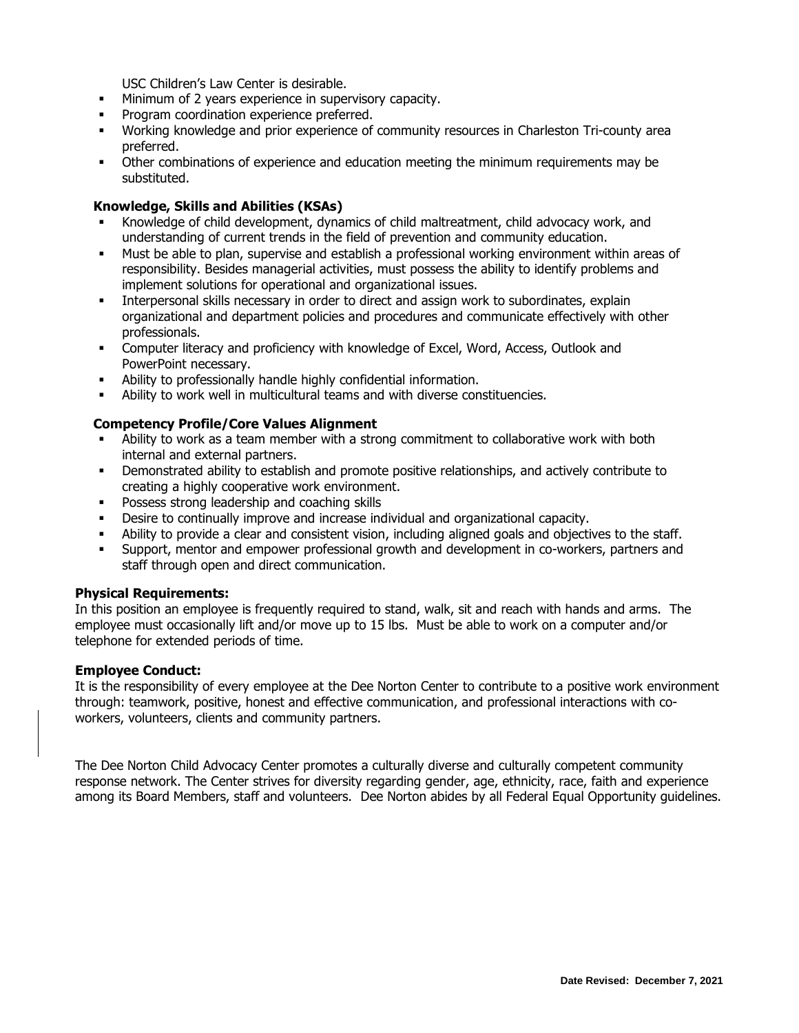USC Children's Law Center is desirable.

- Minimum of 2 years experience in supervisory capacity.
- Program coordination experience preferred.
- Working knowledge and prior experience of community resources in Charleston Tri-county area preferred.
- Other combinations of experience and education meeting the minimum requirements may be substituted.

**Knowledge, Skills and Abilities (KSAs)**

- Knowledge of child development, dynamics of child maltreatment, child advocacy work, and understanding of current trends in the field of prevention and community education.
- Must be able to plan, supervise and establish a professional working environment within areas of responsibility. Besides managerial activities, must possess the ability to identify problems and implement solutions for operational and organizational issues.
- Interpersonal skills necessary in order to direct and assign work to subordinates, explain organizational and department policies and procedures and communicate effectively with other professionals.
- Computer literacy and proficiency with knowledge of Excel, Word, Access, Outlook and PowerPoint necessary.
- Ability to professionally handle highly confidential information.
- Ability to work well in multicultural teams and with diverse constituencies.

**Competency Profile/Core Values Alignment**

- Ability to work as a team member with a strong commitment to collaborative work with both internal and external partners.
- Demonstrated ability to establish and promote positive relationships, and actively contribute to creating a highly cooperative work environment.
- Possess strong leadership and coaching skills
- Desire to continually improve and increase individual and organizational capacity.
- Ability to provide a clear and consistent vision, including aligned goals and objectives to the staff.
- Support, mentor and empower professional growth and development in co-workers, partners and staff through open and direct communication.

**Physical Requirements:**

In this position an employee is frequently required to stand, walk, sit and reach with hands and arms. The employee must occasionally lift and/or move up to 15 lbs. Must be able to work on a computer and/or telephone for extended periods of time.

**Employee Conduct:**

It is the responsibility of every employee at the Dee Norton Center to contribute to a positive work environment through: teamwork, positive, honest and effective communication, and professional interactions with co-workers, volunteers, clients and community partners.

The Dee Norton Child Advocacy Center promotes a culturally diverse and culturally competent community response network. The Center strives for diversity regarding gender, age, ethnicity, race, faith and experience among its Board Members, staff and volunteers. Dee Norton abides by all Federal Equal Opportunity guidelines.

**Date Revised: December 7, 2021**